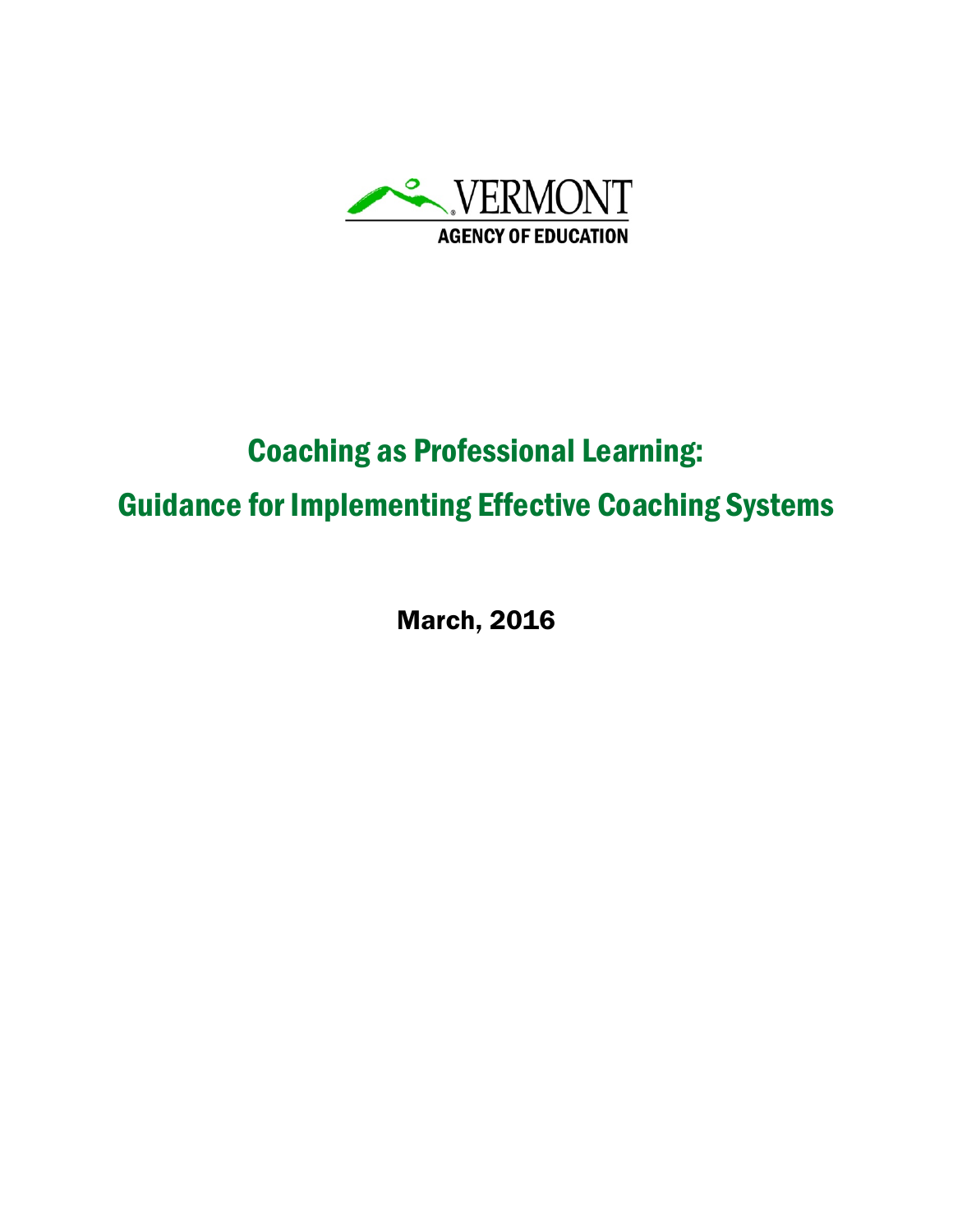VERMONT

AGENCY OF EDUCATION

# Coaching as Professional Learning:

# Guidance for Implementing Effective Coaching Systems

**March, 2016**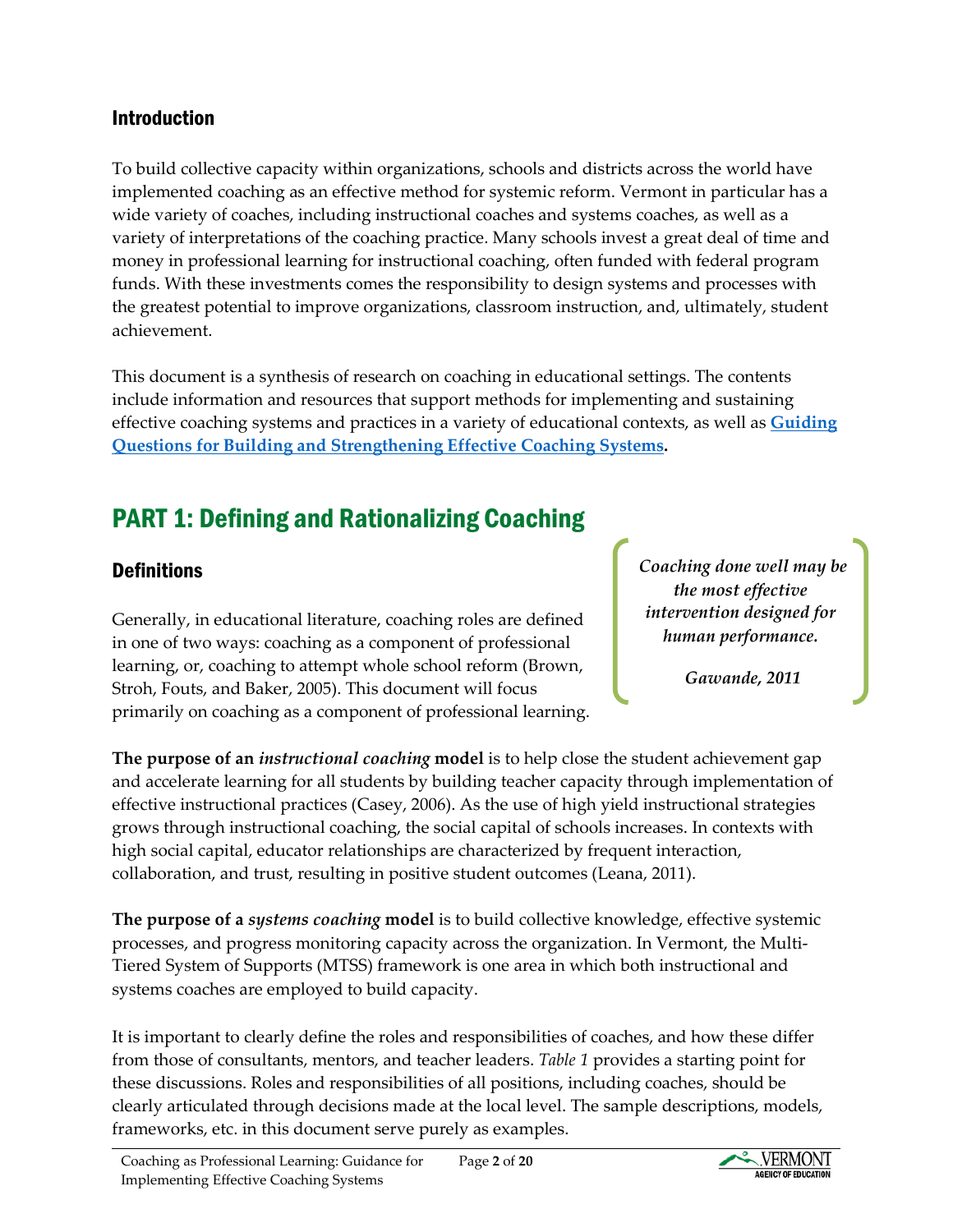## Introduction

To build collective capacity within organizations, schools and districts across the world have implemented coaching as an effective method for systemic reform. Vermont in particular has a wide variety of coaches, including instructional coaches and systems coaches, as well as a variety of interpretations of the coaching practice. Many schools invest a great deal of time and money in professional learning for instructional coaching, often funded with federal program funds. With these investments comes the responsibility to design systems and processes with the greatest potential to improve organizations, classroom instruction, and, ultimately, student achievement.

This document is a synthesis of research on coaching in educational settings. The contents include information and resources that support methods for implementing and sustaining effective coaching systems and practices in a variety of educational contexts, as well as **Guiding Questions for Building and Strengthening Effective Coaching Systems**.

# PART 1: Defining and Rationalizing Coaching

## Definitions

> ***Coaching done well may be the most effective intervention designed for human performance.***
>
> ***Gawande, 2011***

Generally, in educational literature, coaching roles are defined in one of two ways: coaching as a component of professional learning, or, coaching to attempt whole school reform (Brown, Stroh, Fouts, and Baker, 2005). This document will focus primarily on coaching as a component of professional learning.

**The purpose of an *instructional coaching* model** is to help close the student achievement gap and accelerate learning for all students by building teacher capacity through implementation of effective instructional practices (Casey, 2006). As the use of high yield instructional strategies grows through instructional coaching, the social capital of schools increases. In contexts with high social capital, educator relationships are characterized by frequent interaction, collaboration, and trust, resulting in positive student outcomes (Leana, 2011).

**The purpose of a *systems coaching* model** is to build collective knowledge, effective systemic processes, and progress monitoring capacity across the organization. In Vermont, the Multi-Tiered System of Supports (MTSS) framework is one area in which both instructional and systems coaches are employed to build capacity.

It is important to clearly define the roles and responsibilities of coaches, and how these differ from those of consultants, mentors, and teacher leaders. *Table 1* provides a starting point for these discussions. Roles and responsibilities of all positions, including coaches, should be clearly articulated through decisions made at the local level. The sample descriptions, models, frameworks, etc. in this document serve purely as examples.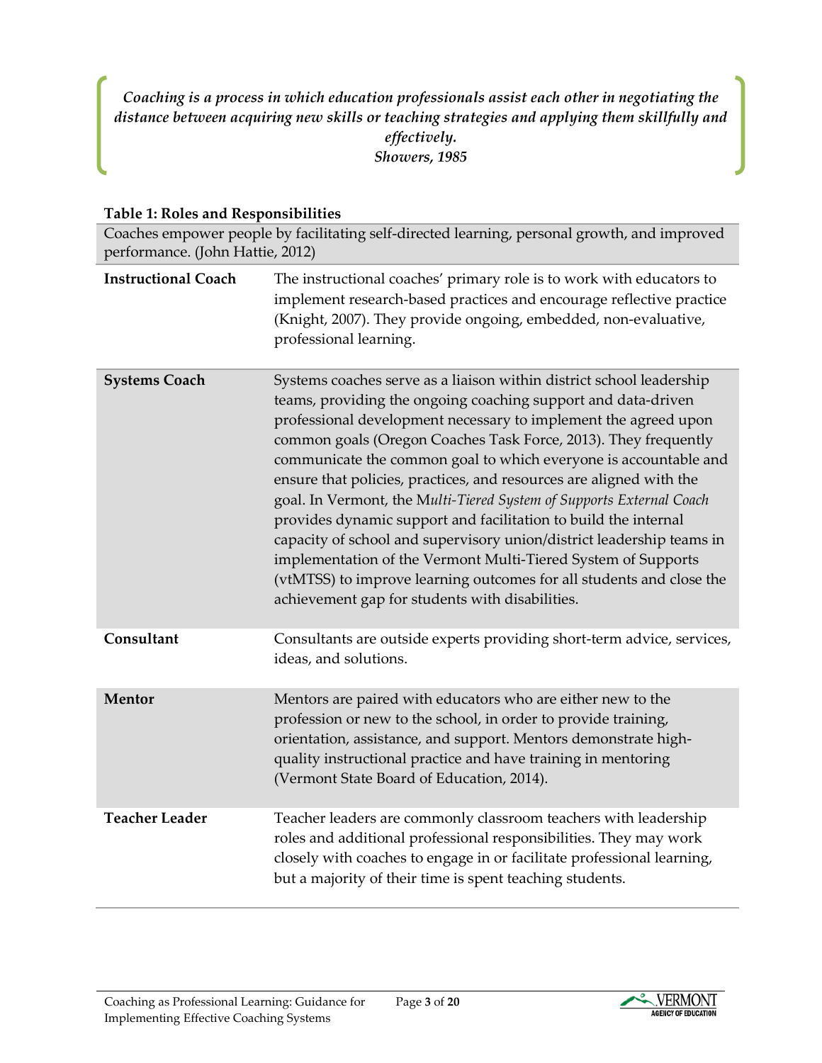> ***Coaching is a process in which education professionals assist each other in negotiating the distance between acquiring new skills or teaching strategies and applying them skillfully and effectively.***
> ***Showers, 1985***

**Table 1: Roles and Responsibilities**

| Coaches empower people by facilitating self-directed learning, personal growth, and improved performance. (John Hattie, 2012) | |
|---|---|
| **Instructional Coach** | The instructional coaches' primary role is to work with educators to implement research-based practices and encourage reflective practice (Knight, 2007). They provide ongoing, embedded, non-evaluative, professional learning. |
| **Systems Coach** | Systems coaches serve as a liaison within district school leadership teams, providing the ongoing coaching support and data-driven professional development necessary to implement the agreed upon common goals (Oregon Coaches Task Force, 2013). They frequently communicate the common goal to which everyone is accountable and ensure that policies, practices, and resources are aligned with the goal. In Vermont, the M*ulti-Tiered System of Supports External Coach* provides dynamic support and facilitation to build the internal capacity of school and supervisory union/district leadership teams in implementation of the Vermont Multi-Tiered System of Supports (vtMTSS) to improve learning outcomes for all students and close the achievement gap for students with disabilities. |
| **Consultant** | Consultants are outside experts providing short-term advice, services, ideas, and solutions. |
| **Mentor** | Mentors are paired with educators who are either new to the profession or new to the school, in order to provide training, orientation, assistance, and support. Mentors demonstrate high-quality instructional practice and have training in mentoring (Vermont State Board of Education, 2014). |
| **Teacher Leader** | Teacher leaders are commonly classroom teachers with leadership roles and additional professional responsibilities. They may work closely with coaches to engage in or facilitate professional learning, but a majority of their time is spent teaching students. |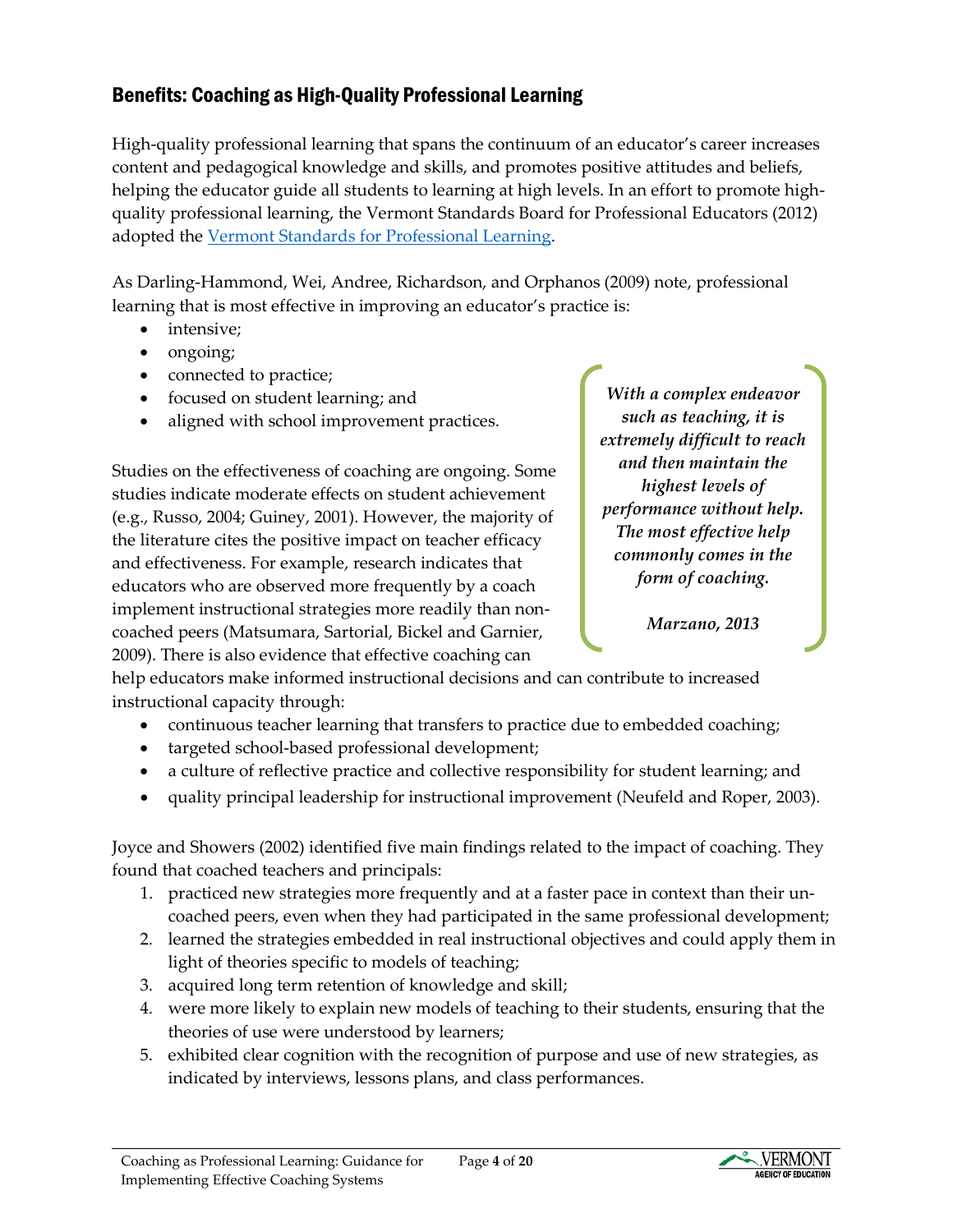## Benefits: Coaching as High-Quality Professional Learning

High-quality professional learning that spans the continuum of an educator's career increases content and pedagogical knowledge and skills, and promotes positive attitudes and beliefs, helping the educator guide all students to learning at high levels. In an effort to promote high-quality professional learning, the Vermont Standards Board for Professional Educators (2012) adopted the Vermont Standards for Professional Learning.

As Darling-Hammond, Wei, Andree, Richardson, and Orphanos (2009) note, professional learning that is most effective in improving an educator's practice is:

- intensive;
- ongoing;
- connected to practice;
- focused on student learning; and
- aligned with school improvement practices.

> ***With a complex endeavor such as teaching, it is extremely difficult to reach and then maintain the highest levels of performance without help. The most effective help commonly comes in the form of coaching.***
>
> ***Marzano, 2013***

Studies on the effectiveness of coaching are ongoing. Some studies indicate moderate effects on student achievement (e.g., Russo, 2004; Guiney, 2001). However, the majority of the literature cites the positive impact on teacher efficacy and effectiveness. For example, research indicates that educators who are observed more frequently by a coach implement instructional strategies more readily than non-coached peers (Matsumara, Sartorial, Bickel and Garnier, 2009). There is also evidence that effective coaching can help educators make informed instructional decisions and can contribute to increased instructional capacity through:

- continuous teacher learning that transfers to practice due to embedded coaching;
- targeted school-based professional development;
- a culture of reflective practice and collective responsibility for student learning; and
- quality principal leadership for instructional improvement (Neufeld and Roper, 2003).

Joyce and Showers (2002) identified five main findings related to the impact of coaching. They found that coached teachers and principals:

1. practiced new strategies more frequently and at a faster pace in context than their un-coached peers, even when they had participated in the same professional development;
2. learned the strategies embedded in real instructional objectives and could apply them in light of theories specific to models of teaching;
3. acquired long term retention of knowledge and skill;
4. were more likely to explain new models of teaching to their students, ensuring that the theories of use were understood by learners;
5. exhibited clear cognition with the recognition of purpose and use of new strategies, as indicated by interviews, lessons plans, and class performances.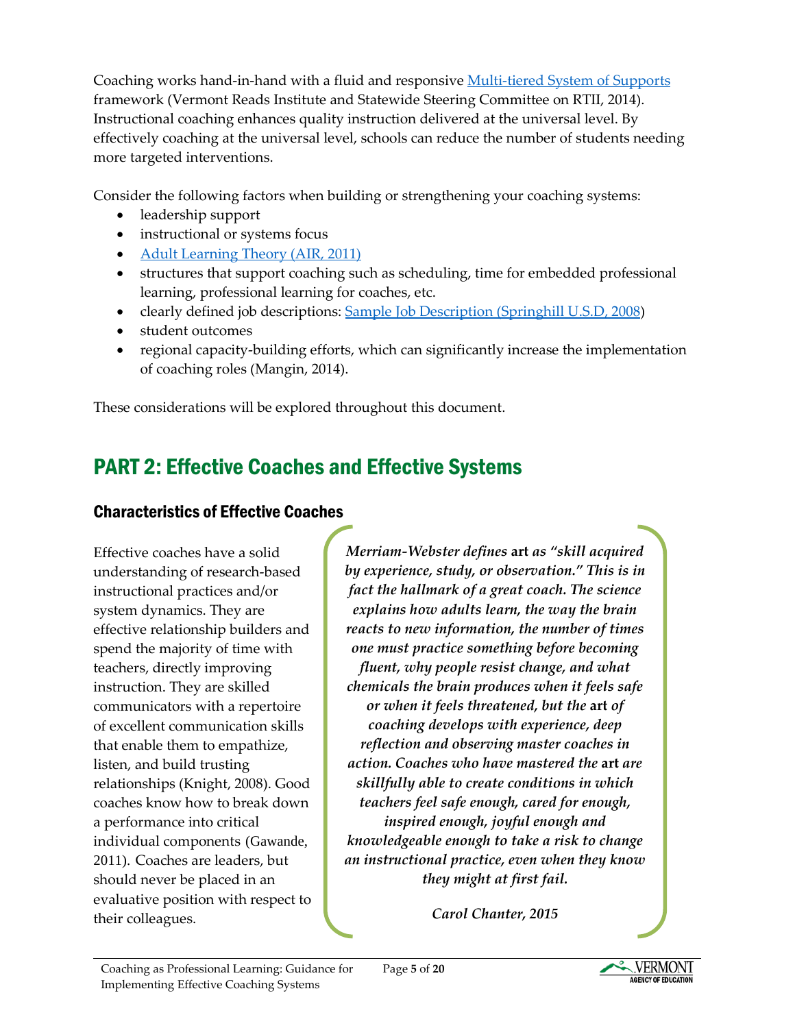Coaching works hand-in-hand with a fluid and responsive [Multi-tiered System of Supports](#) framework (Vermont Reads Institute and Statewide Steering Committee on RTII, 2014). Instructional coaching enhances quality instruction delivered at the universal level. By effectively coaching at the universal level, schools can reduce the number of students needing more targeted interventions.

Consider the following factors when building or strengthening your coaching systems:

- leadership support
- instructional or systems focus
- [Adult Learning Theory (AIR, 2011)](#)
- structures that support coaching such as scheduling, time for embedded professional learning, professional learning for coaches, etc.
- clearly defined job descriptions: [Sample Job Description (Springhill U.S.D, 2008)](#)
- student outcomes
- regional capacity-building efforts, which can significantly increase the implementation of coaching roles (Mangin, 2014).

These considerations will be explored throughout this document.

# PART 2: Effective Coaches and Effective Systems

## Characteristics of Effective Coaches

Effective coaches have a solid understanding of research-based instructional practices and/or system dynamics. They are effective relationship builders and spend the majority of time with teachers, directly improving instruction. They are skilled communicators with a repertoire of excellent communication skills that enable them to empathize, listen, and build trusting relationships (Knight, 2008). Good coaches know how to break down a performance into critical individual components (Gawande, 2011). Coaches are leaders, but should never be placed in an evaluative position with respect to their colleagues.

> ***Merriam-Webster defines* art *as "skill acquired by experience, study, or observation." This is in fact the hallmark of a great coach. The science explains how adults learn, the way the brain reacts to new information, the number of times one must practice something before becoming fluent, why people resist change, and what chemicals the brain produces when it feels safe or when it feels threatened, but the* art *of coaching develops with experience, deep reflection and observing master coaches in action. Coaches who have mastered the* art *are skillfully able to create conditions in which teachers feel safe enough, cared for enough, inspired enough, joyful enough and knowledgeable enough to take a risk to change an instructional practice, even when they know they might at first fail.***
>
> ***Carol Chanter, 2015***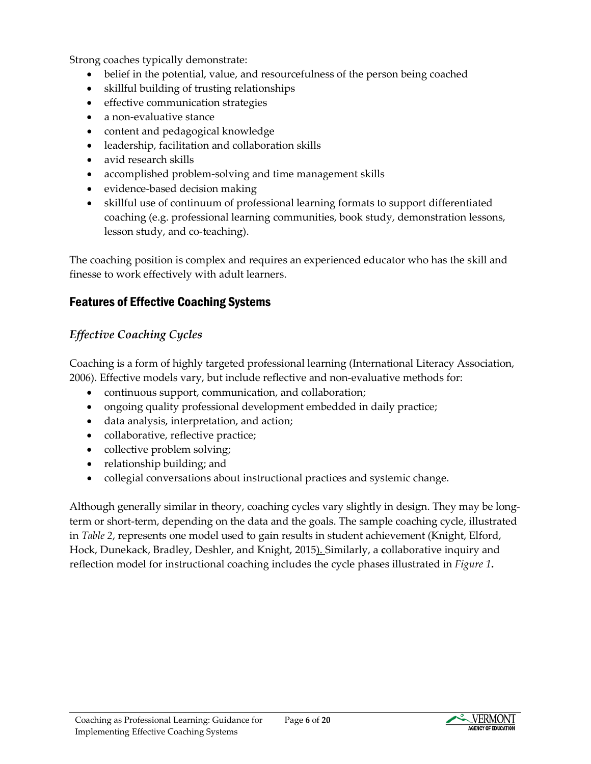Strong coaches typically demonstrate:

- belief in the potential, value, and resourcefulness of the person being coached
- skillful building of trusting relationships
- effective communication strategies
- a non-evaluative stance
- content and pedagogical knowledge
- leadership, facilitation and collaboration skills
- avid research skills
- accomplished problem-solving and time management skills
- evidence-based decision making
- skillful use of continuum of professional learning formats to support differentiated coaching (e.g. professional learning communities, book study, demonstration lessons, lesson study, and co-teaching).

The coaching position is complex and requires an experienced educator who has the skill and finesse to work effectively with adult learners.

## Features of Effective Coaching Systems

### *Effective Coaching Cycles*

Coaching is a form of highly targeted professional learning (International Literacy Association, 2006). Effective models vary, but include reflective and non-evaluative methods for:

- continuous support, communication, and collaboration;
- ongoing quality professional development embedded in daily practice;
- data analysis, interpretation, and action;
- collaborative, reflective practice;
- collective problem solving;
- relationship building; and
- collegial conversations about instructional practices and systemic change.

Although generally similar in theory, coaching cycles vary slightly in design. They may be long-term or short-term, depending on the data and the goals. The sample coaching cycle, illustrated in *Table 2*, represents one model used to gain results in student achievement (Knight, Elford, Hock, Dunekack, Bradley, Deshler, and Knight, 2015). Similarly, a **c**ollaborative inquiry and reflection model for instructional coaching includes the cycle phases illustrated in *Figure 1***.**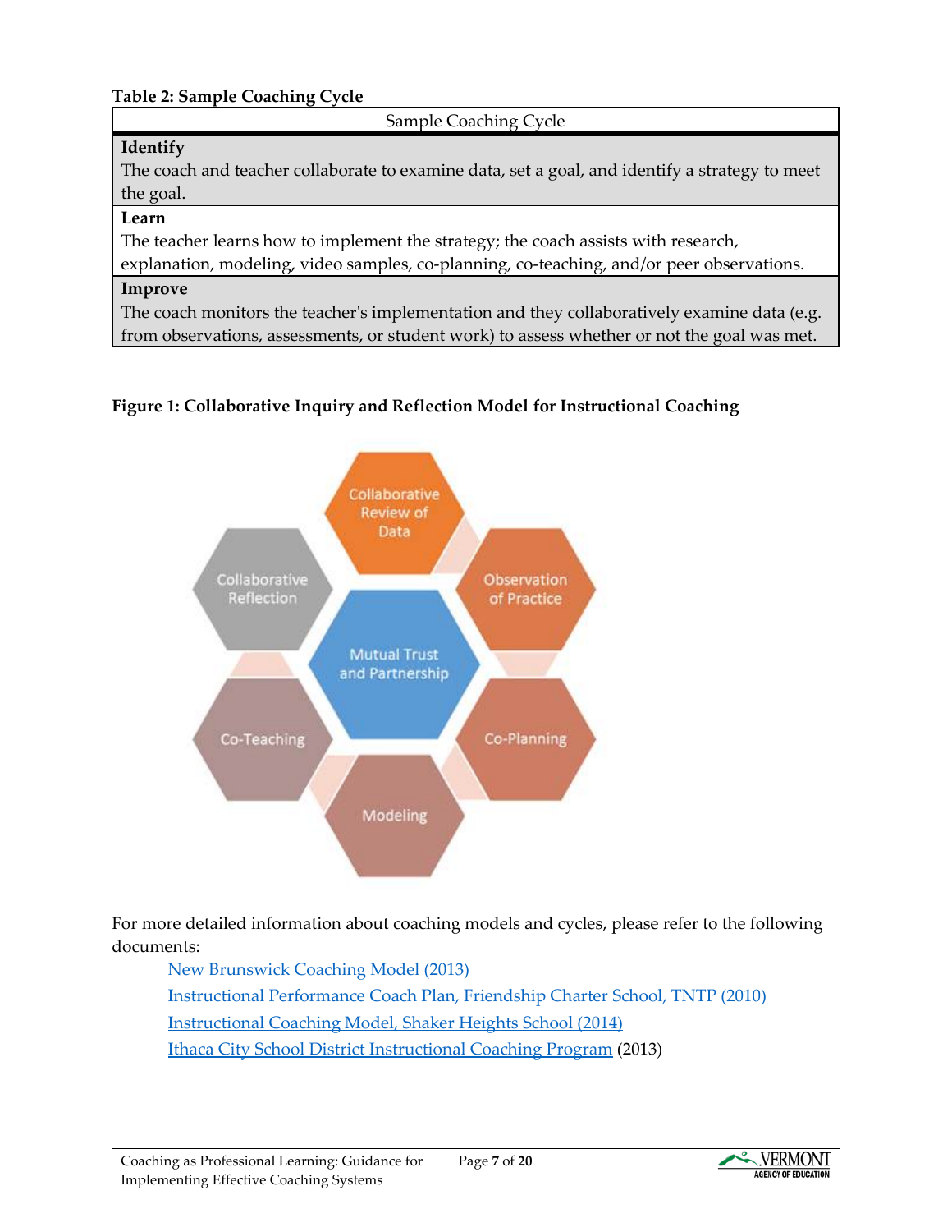**Table 2: Sample Coaching Cycle**

| Sample Coaching Cycle |
|---|
| **Identify**<br>The coach and teacher collaborate to examine data, set a goal, and identify a strategy to meet the goal. |
| **Learn**<br>The teacher learns how to implement the strategy; the coach assists with research, explanation, modeling, video samples, co-planning, co-teaching, and/or peer observations. |
| **Improve**<br>The coach monitors the teacher's implementation and they collaboratively examine data (e.g. from observations, assessments, or student work) to assess whether or not the goal was met. |

**Figure 1: Collaborative Inquiry and Reflection Model for Instructional Coaching**

Collaborative Review of Data

Observation of Practice

Co-Planning

Modeling

Co-Teaching

Collaborative Reflection

Mutual Trust and Partnership

For more detailed information about coaching models and cycles, please refer to the following documents:

- [New Brunswick Coaching Model (2013)]
- [Instructional Performance Coach Plan, Friendship Charter School, TNTP (2010)]
- [Instructional Coaching Model, Shaker Heights School (2014)]
- [Ithaca City School District Instructional Coaching Program] (2013)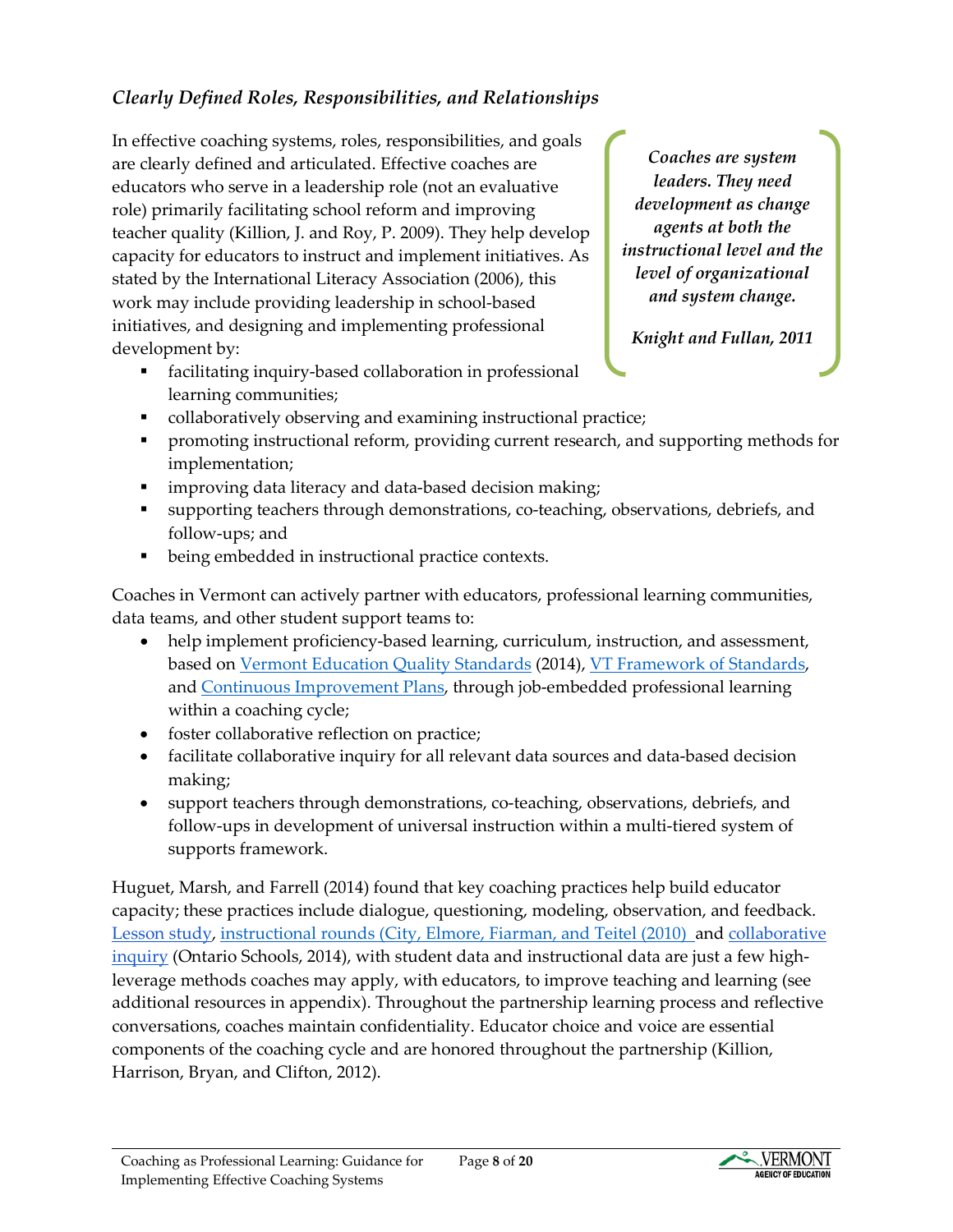### *Clearly Defined Roles, Responsibilities, and Relationships*

In effective coaching systems, roles, responsibilities, and goals are clearly defined and articulated. Effective coaches are educators who serve in a leadership role (not an evaluative role) primarily facilitating school reform and improving teacher quality (Killion, J. and Roy, P. 2009). They help develop capacity for educators to instruct and implement initiatives. As stated by the International Literacy Association (2006), this work may include providing leadership in school-based initiatives, and designing and implementing professional development by:

> ***Coaches are system leaders. They need development as change agents at both the instructional level and the level of organizational and system change.***
>
> ***Knight and Fullan, 2011***

- facilitating inquiry-based collaboration in professional learning communities;
- collaboratively observing and examining instructional practice;
- promoting instructional reform, providing current research, and supporting methods for implementation;
- improving data literacy and data-based decision making;
- supporting teachers through demonstrations, co-teaching, observations, debriefs, and follow-ups; and
- being embedded in instructional practice contexts.

Coaches in Vermont can actively partner with educators, professional learning communities, data teams, and other student support teams to:

- help implement proficiency-based learning, curriculum, instruction, and assessment, based on Vermont Education Quality Standards (2014), VT Framework of Standards, and Continuous Improvement Plans, through job-embedded professional learning within a coaching cycle;
- foster collaborative reflection on practice;
- facilitate collaborative inquiry for all relevant data sources and data-based decision making;
- support teachers through demonstrations, co-teaching, observations, debriefs, and follow-ups in development of universal instruction within a multi-tiered system of supports framework.

Huguet, Marsh, and Farrell (2014) found that key coaching practices help build educator capacity; these practices include dialogue, questioning, modeling, observation, and feedback. Lesson study, instructional rounds (City, Elmore, Fiarman, and Teitel (2010) and collaborative inquiry (Ontario Schools, 2014), with student data and instructional data are just a few high-leverage methods coaches may apply, with educators, to improve teaching and learning (see additional resources in appendix). Throughout the partnership learning process and reflective conversations, coaches maintain confidentiality. Educator choice and voice are essential components of the coaching cycle and are honored throughout the partnership (Killion, Harrison, Bryan, and Clifton, 2012).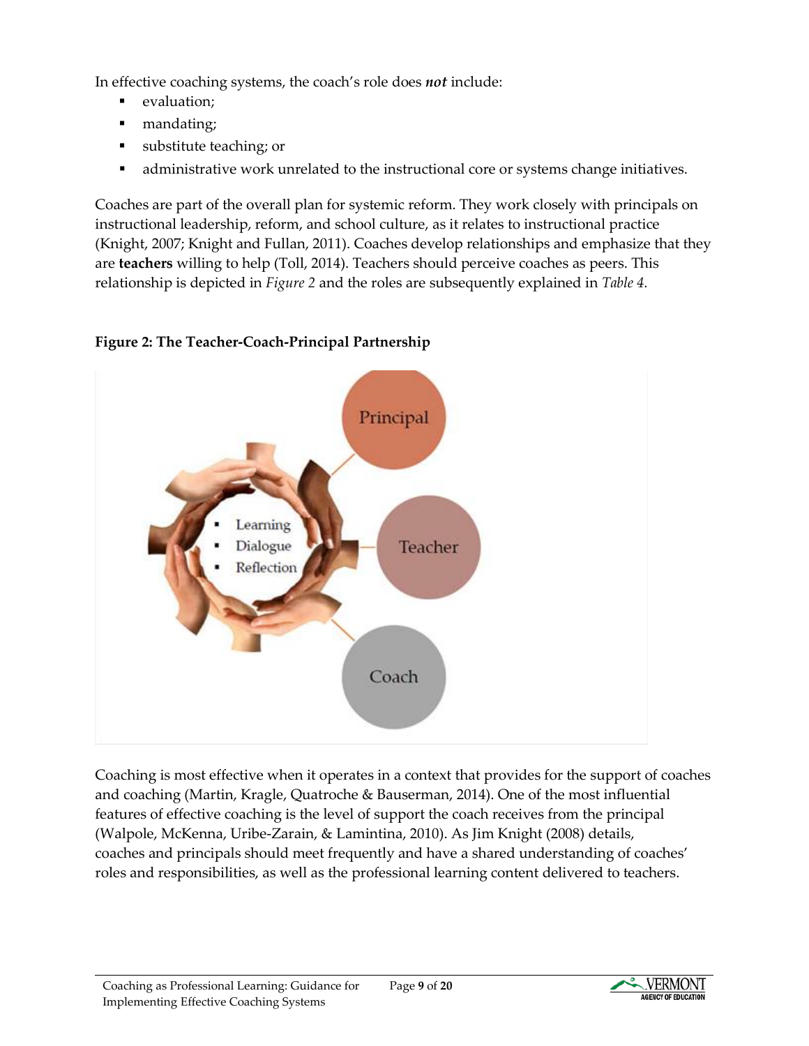In effective coaching systems, the coach's role does ***not*** include:

- evaluation;
- mandating;
- substitute teaching; or
- administrative work unrelated to the instructional core or systems change initiatives.

Coaches are part of the overall plan for systemic reform. They work closely with principals on instructional leadership, reform, and school culture, as it relates to instructional practice (Knight, 2007; Knight and Fullan, 2011). Coaches develop relationships and emphasize that they are **teachers** willing to help (Toll, 2014). Teachers should perceive coaches as peers. This relationship is depicted in *Figure 2* and the roles are subsequently explained in *Table 4.*

**Figure 2: The Teacher-Coach-Principal Partnership**

- Learning
- Dialogue
- Reflection

Principal

Teacher

Coach

Coaching is most effective when it operates in a context that provides for the support of coaches and coaching (Martin, Kragle, Quatroche & Bauserman, 2014). One of the most influential features of effective coaching is the level of support the coach receives from the principal (Walpole, McKenna, Uribe-Zarain, & Lamintina, 2010). As Jim Knight (2008) details, coaches and principals should meet frequently and have a shared understanding of coaches' roles and responsibilities, as well as the professional learning content delivered to teachers.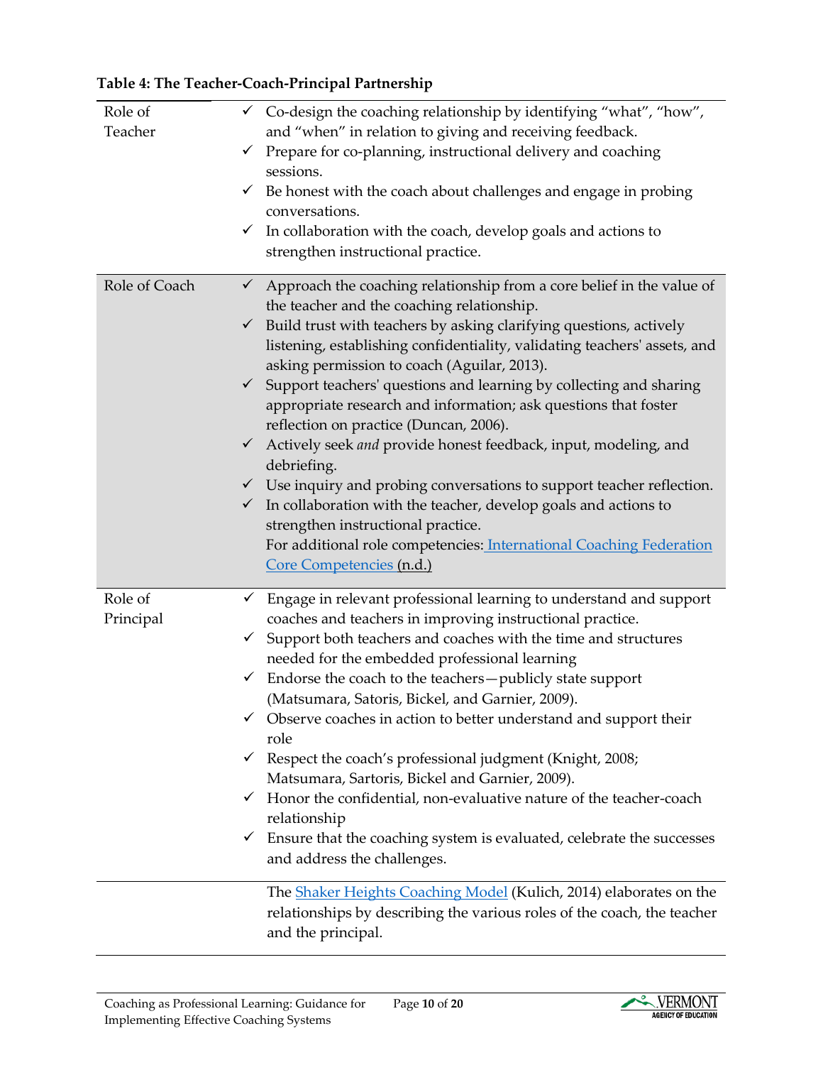**Table 4: The Teacher-Coach-Principal Partnership**

| | |
|---|---|
| Role of Teacher | ✓ Co-design the coaching relationship by identifying "what", "how", and "when" in relation to giving and receiving feedback.<br>✓ Prepare for co-planning, instructional delivery and coaching sessions.<br>✓ Be honest with the coach about challenges and engage in probing conversations.<br>✓ In collaboration with the coach, develop goals and actions to strengthen instructional practice. |
| Role of Coach | ✓ Approach the coaching relationship from a core belief in the value of the teacher and the coaching relationship.<br>✓ Build trust with teachers by asking clarifying questions, actively listening, establishing confidentiality, validating teachers' assets, and asking permission to coach (Aguilar, 2013).<br>✓ Support teachers' questions and learning by collecting and sharing appropriate research and information; ask questions that foster reflection on practice (Duncan, 2006).<br>✓ Actively seek *and* provide honest feedback, input, modeling, and debriefing.<br>✓ Use inquiry and probing conversations to support teacher reflection.<br>✓ In collaboration with the teacher, develop goals and actions to strengthen instructional practice.<br>For additional role competencies: International Coaching Federation Core Competencies (n.d.) |
| Role of Principal | ✓ Engage in relevant professional learning to understand and support coaches and teachers in improving instructional practice.<br>✓ Support both teachers and coaches with the time and structures needed for the embedded professional learning<br>✓ Endorse the coach to the teachers—publicly state support (Matsumara, Satoris, Bickel, and Garnier, 2009).<br>✓ Observe coaches in action to better understand and support their role<br>✓ Respect the coach's professional judgment (Knight, 2008; Matsumara, Sartoris, Bickel and Garnier, 2009).<br>✓ Honor the confidential, non-evaluative nature of the teacher-coach relationship<br>✓ Ensure that the coaching system is evaluated, celebrate the successes and address the challenges. |
| | The Shaker Heights Coaching Model (Kulich, 2014) elaborates on the relationships by describing the various roles of the coach, the teacher and the principal. |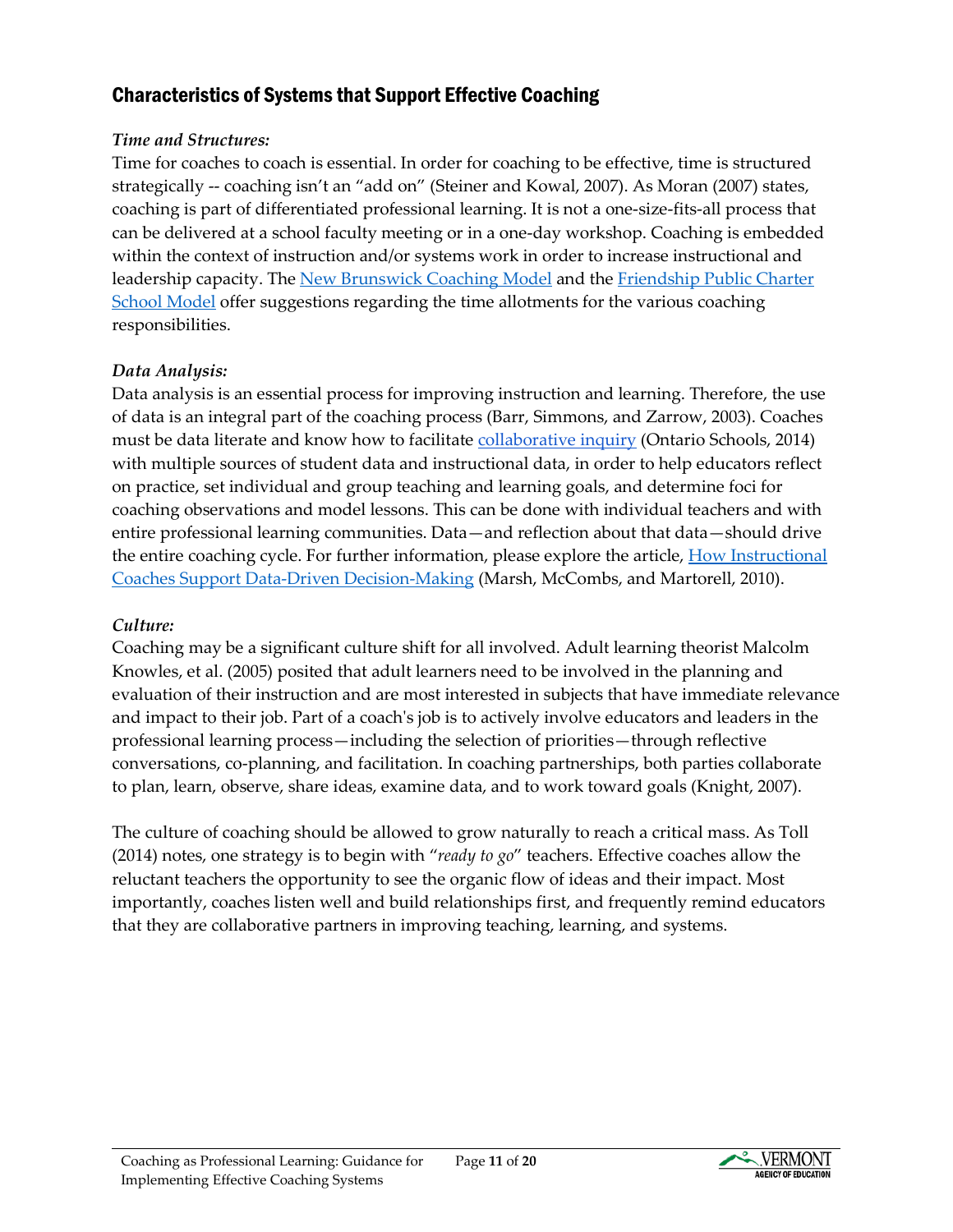## Characteristics of Systems that Support Effective Coaching

*Time and Structures:*

Time for coaches to coach is essential. In order for coaching to be effective, time is structured strategically -- coaching isn't an "add on" (Steiner and Kowal, 2007). As Moran (2007) states, coaching is part of differentiated professional learning. It is not a one-size-fits-all process that can be delivered at a school faculty meeting or in a one-day workshop. Coaching is embedded within the context of instruction and/or systems work in order to increase instructional and leadership capacity. The New Brunswick Coaching Model and the Friendship Public Charter School Model offer suggestions regarding the time allotments for the various coaching responsibilities.

*Data Analysis:*

Data analysis is an essential process for improving instruction and learning. Therefore, the use of data is an integral part of the coaching process (Barr, Simmons, and Zarrow, 2003). Coaches must be data literate and know how to facilitate collaborative inquiry (Ontario Schools, 2014) with multiple sources of student data and instructional data, in order to help educators reflect on practice, set individual and group teaching and learning goals, and determine foci for coaching observations and model lessons. This can be done with individual teachers and with entire professional learning communities. Data—and reflection about that data—should drive the entire coaching cycle. For further information, please explore the article, How Instructional Coaches Support Data-Driven Decision-Making (Marsh, McCombs, and Martorell, 2010).

*Culture:*

Coaching may be a significant culture shift for all involved. Adult learning theorist Malcolm Knowles, et al. (2005) posited that adult learners need to be involved in the planning and evaluation of their instruction and are most interested in subjects that have immediate relevance and impact to their job. Part of a coach's job is to actively involve educators and leaders in the professional learning process—including the selection of priorities—through reflective conversations, co-planning, and facilitation. In coaching partnerships, both parties collaborate to plan, learn, observe, share ideas, examine data, and to work toward goals (Knight, 2007).

The culture of coaching should be allowed to grow naturally to reach a critical mass. As Toll (2014) notes, one strategy is to begin with "*ready to go*" teachers. Effective coaches allow the reluctant teachers the opportunity to see the organic flow of ideas and their impact. Most importantly, coaches listen well and build relationships first, and frequently remind educators that they are collaborative partners in improving teaching, learning, and systems.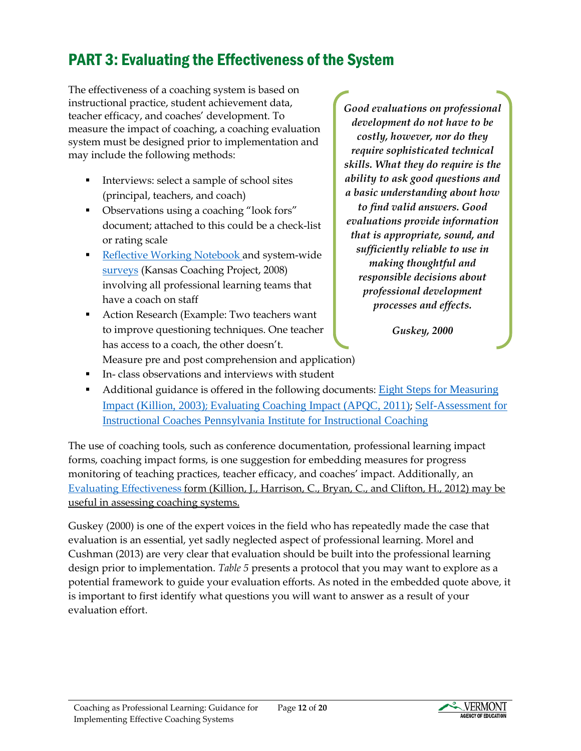## PART 3: Evaluating the Effectiveness of the System

The effectiveness of a coaching system is based on instructional practice, student achievement data, teacher efficacy, and coaches' development. To measure the impact of coaching, a coaching evaluation system must be designed prior to implementation and may include the following methods:

- Interviews: select a sample of school sites (principal, teachers, and coach)
- Observations using a coaching "look fors" document; attached to this could be a check-list or rating scale
- Reflective Working Notebook and system-wide surveys (Kansas Coaching Project, 2008) involving all professional learning teams that have a coach on staff
- Action Research (Example: Two teachers want to improve questioning techniques. One teacher has access to a coach, the other doesn't. Measure pre and post comprehension and application)
- In- class observations and interviews with student
- Additional guidance is offered in the following documents: Eight Steps for Measuring Impact (Killion, 2003); Evaluating Coaching Impact (APQC, 2011); Self-Assessment for Instructional Coaches Pennsylvania Institute for Instructional Coaching

> ***Good evaluations on professional development do not have to be costly, however, nor do they require sophisticated technical skills. What they do require is the ability to ask good questions and a basic understanding about how to find valid answers. Good evaluations provide information that is appropriate, sound, and sufficiently reliable to use in making thoughtful and responsible decisions about professional development processes and effects.***
>
> ***Guskey, 2000***

The use of coaching tools, such as conference documentation, professional learning impact forms, coaching impact forms, is one suggestion for embedding measures for progress monitoring of teaching practices, teacher efficacy, and coaches' impact. Additionally, an Evaluating Effectiveness form (Killion, J., Harrison, C., Bryan, C., and Clifton, H., 2012) may be useful in assessing coaching systems.

Guskey (2000) is one of the expert voices in the field who has repeatedly made the case that evaluation is an essential, yet sadly neglected aspect of professional learning. Morel and Cushman (2013) are very clear that evaluation should be built into the professional learning design prior to implementation. *Table 5* presents a protocol that you may want to explore as a potential framework to guide your evaluation efforts. As noted in the embedded quote above, it is important to first identify what questions you will want to answer as a result of your evaluation effort.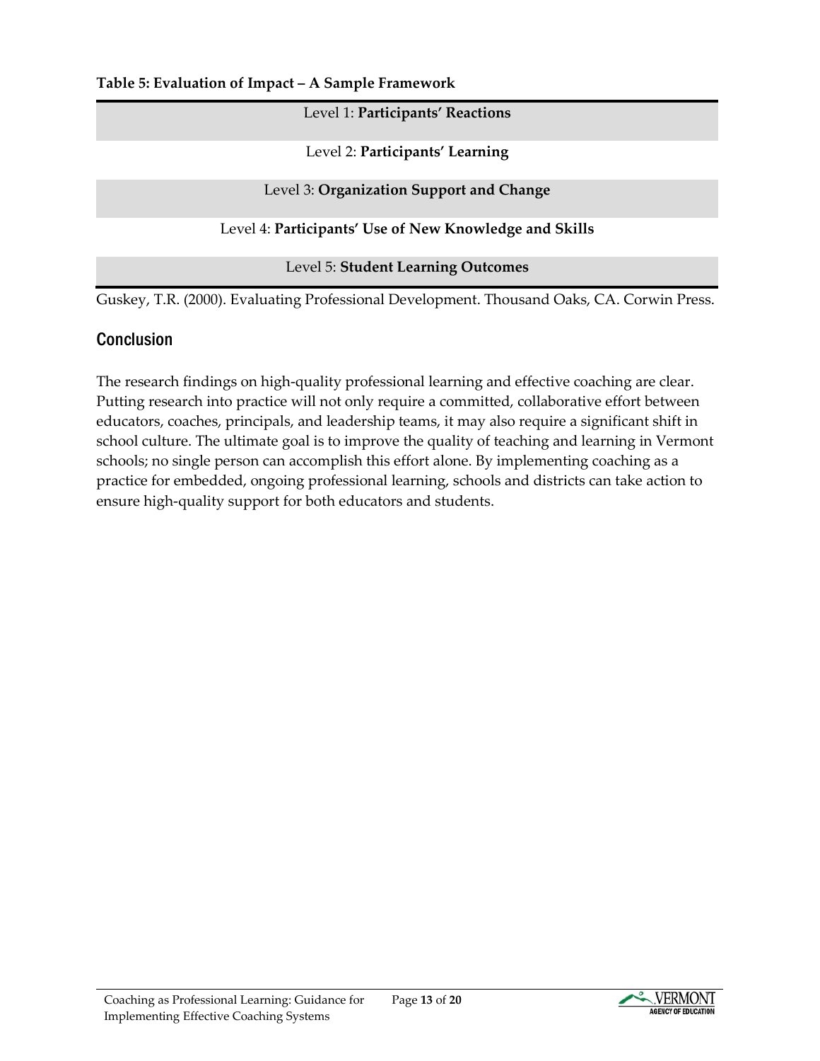**Table 5: Evaluation of Impact – A Sample Framework**

| Level |
|---|
| Level 1: **Participants' Reactions** |
| Level 2: **Participants' Learning** |
| Level 3: **Organization Support and Change** |
| Level 4: **Participants' Use of New Knowledge and Skills** |
| Level 5: **Student Learning Outcomes** |

Guskey, T.R. (2000). Evaluating Professional Development. Thousand Oaks, CA. Corwin Press.

## Conclusion

The research findings on high-quality professional learning and effective coaching are clear. Putting research into practice will not only require a committed, collaborative effort between educators, coaches, principals, and leadership teams, it may also require a significant shift in school culture. The ultimate goal is to improve the quality of teaching and learning in Vermont schools; no single person can accomplish this effort alone. By implementing coaching as a practice for embedded, ongoing professional learning, schools and districts can take action to ensure high-quality support for both educators and students.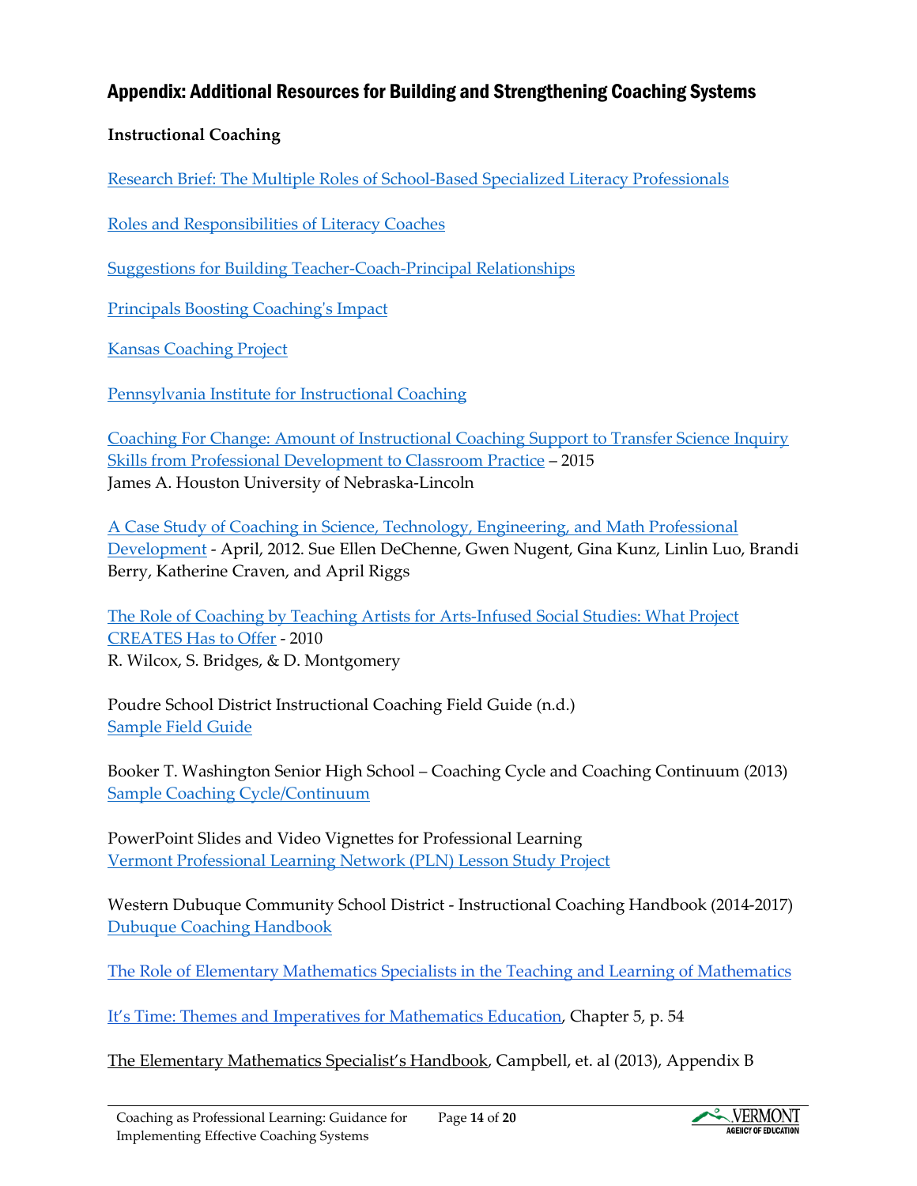## Appendix: Additional Resources for Building and Strengthening Coaching Systems

**Instructional Coaching**

Research Brief: The Multiple Roles of School-Based Specialized Literacy Professionals

Roles and Responsibilities of Literacy Coaches

Suggestions for Building Teacher-Coach-Principal Relationships

Principals Boosting Coaching's Impact

Kansas Coaching Project

Pennsylvania Institute for Instructional Coaching

Coaching For Change: Amount of Instructional Coaching Support to Transfer Science Inquiry Skills from Professional Development to Classroom Practice – 2015
James A. Houston University of Nebraska-Lincoln

A Case Study of Coaching in Science, Technology, Engineering, and Math Professional Development - April, 2012. Sue Ellen DeChenne, Gwen Nugent, Gina Kunz, Linlin Luo, Brandi Berry, Katherine Craven, and April Riggs

The Role of Coaching by Teaching Artists for Arts-Infused Social Studies: What Project CREATES Has to Offer - 2010
R. Wilcox, S. Bridges, & D. Montgomery

Poudre School District Instructional Coaching Field Guide (n.d.)
Sample Field Guide

Booker T. Washington Senior High School – Coaching Cycle and Coaching Continuum (2013)
Sample Coaching Cycle/Continuum

PowerPoint Slides and Video Vignettes for Professional Learning
Vermont Professional Learning Network (PLN) Lesson Study Project

Western Dubuque Community School District - Instructional Coaching Handbook (2014-2017)
Dubuque Coaching Handbook

The Role of Elementary Mathematics Specialists in the Teaching and Learning of Mathematics

It's Time: Themes and Imperatives for Mathematics Education, Chapter 5, p. 54

The Elementary Mathematics Specialist's Handbook, Campbell, et. al (2013), Appendix B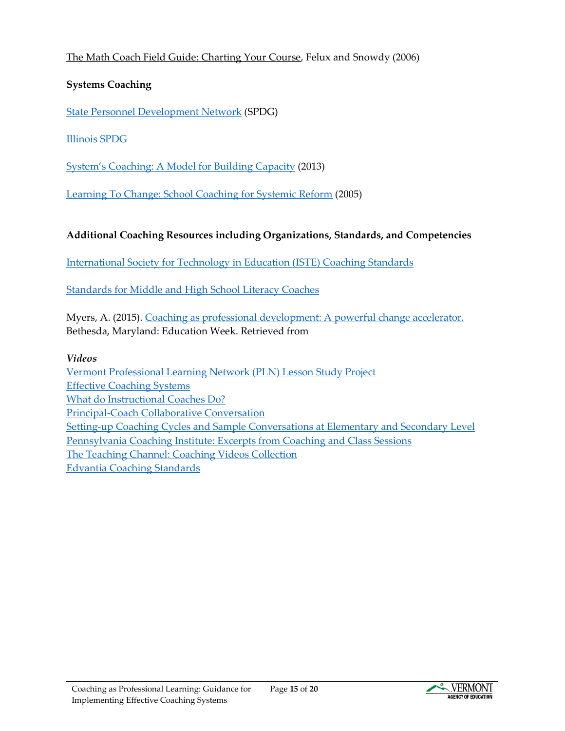The Math Coach Field Guide: Charting Your Course, Felux and Snowdy (2006)

**Systems Coaching**

State Personnel Development Network (SPDG)

Illinois SPDG

System's Coaching: A Model for Building Capacity (2013)

Learning To Change: School Coaching for Systemic Reform (2005)

**Additional Coaching Resources including Organizations, Standards, and Competencies**

International Society for Technology in Education (ISTE) Coaching Standards

Standards for Middle and High School Literacy Coaches

Myers, A. (2015). Coaching as professional development: A powerful change accelerator. Bethesda, Maryland: Education Week. Retrieved from

***Videos***

Vermont Professional Learning Network (PLN) Lesson Study Project
Effective Coaching Systems
What do Instructional Coaches Do?
Principal-Coach Collaborative Conversation
Setting-up Coaching Cycles and Sample Conversations at Elementary and Secondary Level
Pennsylvania Coaching Institute: Excerpts from Coaching and Class Sessions
The Teaching Channel: Coaching Videos Collection
Edvantia Coaching Standards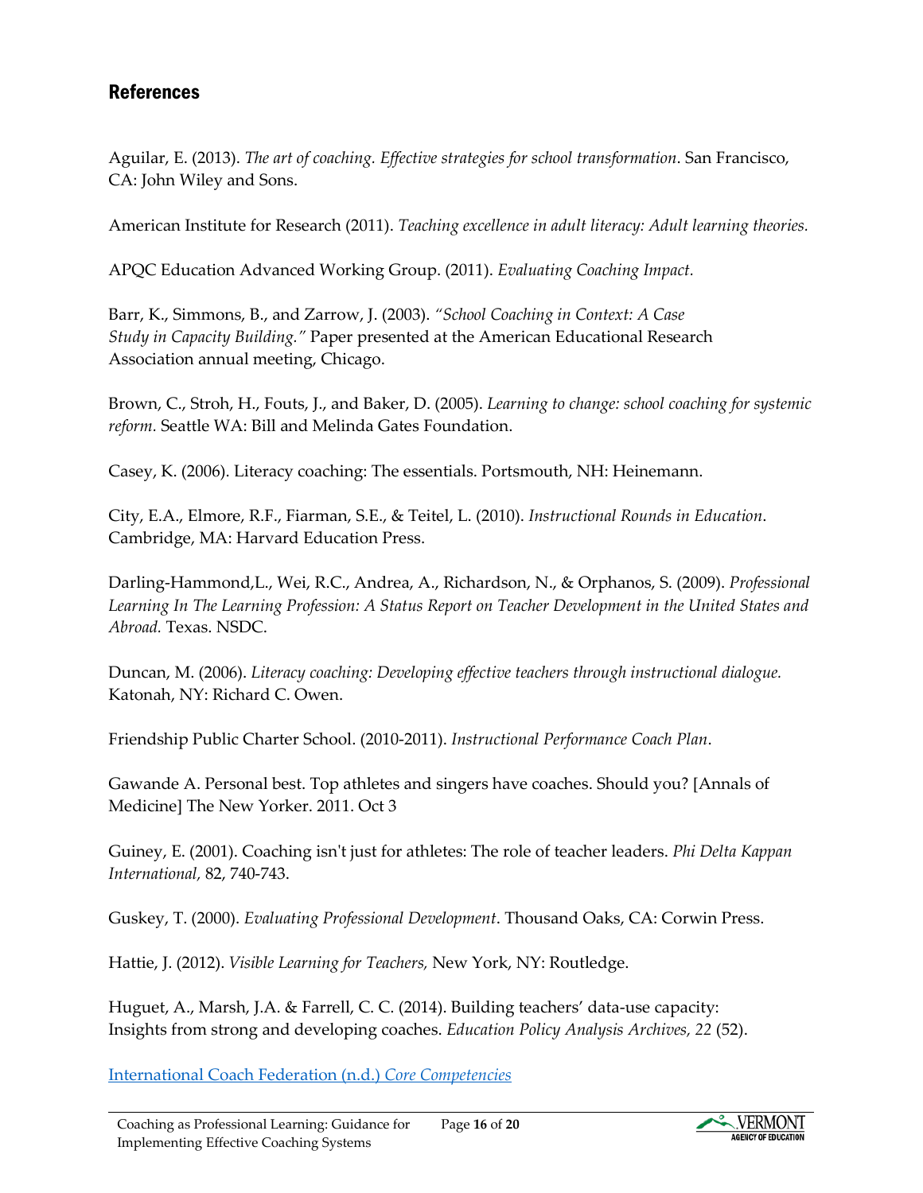## References

Aguilar, E. (2013). *The art of coaching. Effective strategies for school transformation*. San Francisco, CA: John Wiley and Sons.

American Institute for Research (2011). *Teaching excellence in adult literacy: Adult learning theories.*

APQC Education Advanced Working Group. (2011). *Evaluating Coaching Impact.*

Barr, K., Simmons, B., and Zarrow, J. (2003). *"School Coaching in Context: A Case Study in Capacity Building."* Paper presented at the American Educational Research Association annual meeting, Chicago.

Brown, C., Stroh, H., Fouts, J., and Baker, D. (2005). *Learning to change: school coaching for systemic reform.* Seattle WA: Bill and Melinda Gates Foundation.

Casey, K. (2006). Literacy coaching: The essentials. Portsmouth, NH: Heinemann.

City, E.A., Elmore, R.F., Fiarman, S.E., & Teitel, L. (2010). *Instructional Rounds in Education*. Cambridge, MA: Harvard Education Press.

Darling-Hammond,L., Wei, R.C., Andrea, A., Richardson, N., & Orphanos, S. (2009). *Professional Learning In The Learning Profession: A Status Report on Teacher Development in the United States and Abroad.* Texas. NSDC.

Duncan, M. (2006). *Literacy coaching: Developing effective teachers through instructional dialogue.* Katonah, NY: Richard C. Owen.

Friendship Public Charter School. (2010-2011). *Instructional Performance Coach Plan*.

Gawande A. Personal best. Top athletes and singers have coaches. Should you? [Annals of Medicine] The New Yorker. 2011. Oct 3

Guiney, E. (2001). Coaching isn't just for athletes: The role of teacher leaders. *Phi Delta Kappan International,* 82, 740-743.

Guskey, T. (2000). *Evaluating Professional Development*. Thousand Oaks, CA: Corwin Press.

Hattie, J. (2012). *Visible Learning for Teachers,* New York, NY: Routledge.

Huguet, A., Marsh, J.A. & Farrell, C. C. (2014). Building teachers' data-use capacity: Insights from strong and developing coaches. *Education Policy Analysis Archives, 22* (52).

International Coach Federation (n.d.) *Core Competencies*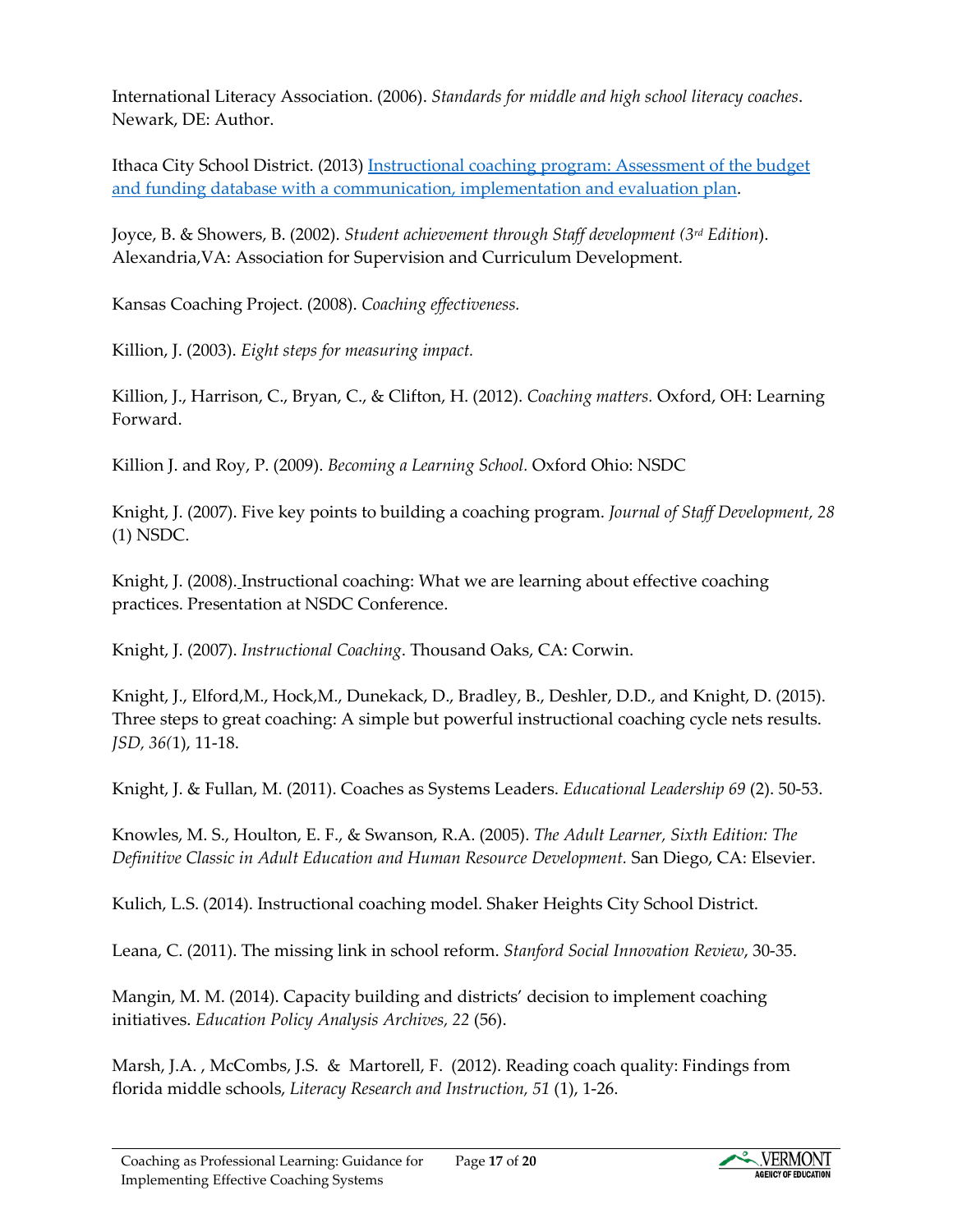International Literacy Association. (2006). *Standards for middle and high school literacy coaches*. Newark, DE: Author.

Ithaca City School District. (2013) [Instructional coaching program: Assessment of the budget and funding database with a communication, implementation and evaluation plan](#).

Joyce, B. & Showers, B. (2002). *Student achievement through Staff development (3rd Edition*). Alexandria,VA: Association for Supervision and Curriculum Development.

Kansas Coaching Project. (2008). *Coaching effectiveness.*

Killion, J. (2003). *Eight steps for measuring impact.*

Killion, J., Harrison, C., Bryan, C., & Clifton, H. (2012). *Coaching matters.* Oxford, OH: Learning Forward.

Killion J. and Roy, P. (2009). *Becoming a Learning School.* Oxford Ohio: NSDC

Knight, J. (2007). Five key points to building a coaching program. *Journal of Staff Development, 28* (1) NSDC.

Knight, J. (2008). Instructional coaching: What we are learning about effective coaching practices. Presentation at NSDC Conference.

Knight, J. (2007). *Instructional Coaching*. Thousand Oaks, CA: Corwin.

Knight, J., Elford,M., Hock,M., Dunekack, D., Bradley, B., Deshler, D.D., and Knight, D. (2015). Three steps to great coaching: A simple but powerful instructional coaching cycle nets results. *JSD, 36(*1), 11-18.

Knight, J. & Fullan, M. (2011). Coaches as Systems Leaders. *Educational Leadership 69* (2). 50-53.

Knowles, M. S., Houlton, E. F., & Swanson, R.A. (2005). *The Adult Learner, Sixth Edition: The Definitive Classic in Adult Education and Human Resource Development.* San Diego, CA: Elsevier.

Kulich, L.S. (2014). Instructional coaching model. Shaker Heights City School District.

Leana, C. (2011). The missing link in school reform. *Stanford Social Innovation Review*, 30-35.

Mangin, M. M. (2014). Capacity building and districts' decision to implement coaching initiatives. *Education Policy Analysis Archives, 22* (56).

Marsh, J.A. , McCombs, J.S. & Martorell, F. (2012). Reading coach quality: Findings from florida middle schools, *Literacy Research and Instruction, 51* (1), 1-26.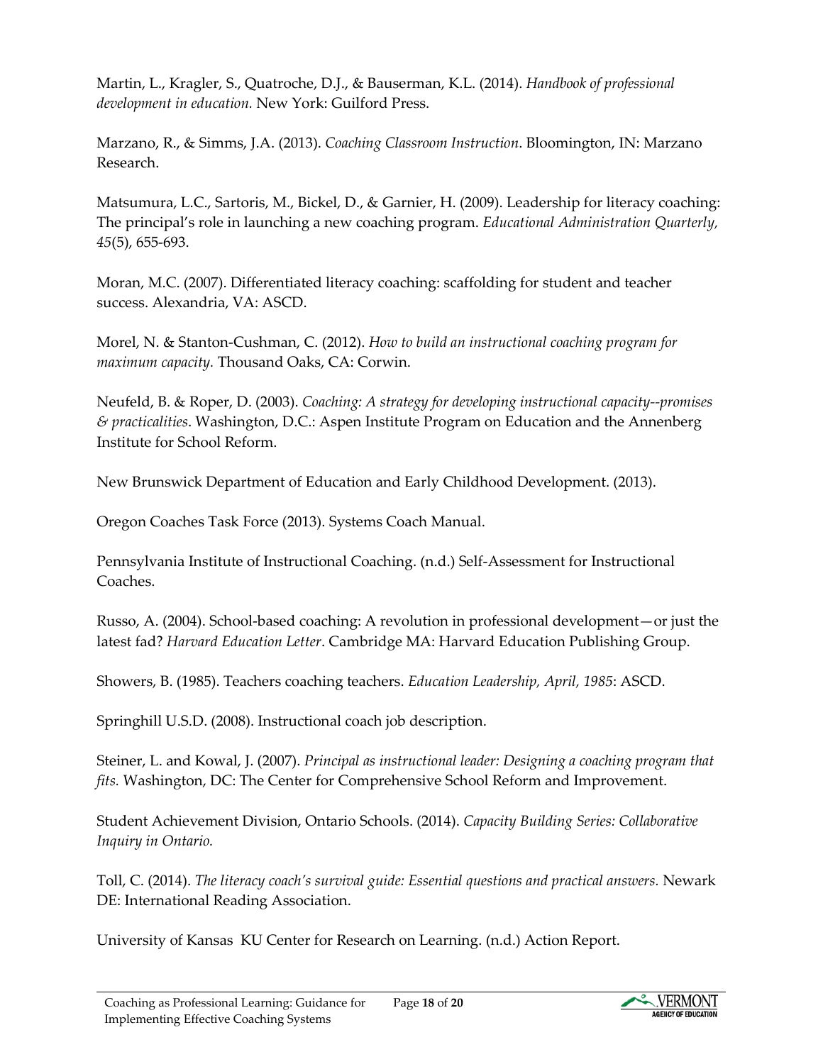Martin, L., Kragler, S., Quatroche, D.J., & Bauserman, K.L. (2014). *Handbook of professional development in education.* New York: Guilford Press.

Marzano, R., & Simms, J.A. (2013). *Coaching Classroom Instruction*. Bloomington, IN: Marzano Research.

Matsumura, L.C., Sartoris, M., Bickel, D., & Garnier, H. (2009). Leadership for literacy coaching: The principal's role in launching a new coaching program. *Educational Administration Quarterly, 45*(5), 655-693.

Moran, M.C. (2007). Differentiated literacy coaching: scaffolding for student and teacher success. Alexandria, VA: ASCD.

Morel, N. & Stanton-Cushman, C. (2012). *How to build an instructional coaching program for maximum capacity.* Thousand Oaks, CA: Corwin.

Neufeld, B. & Roper, D. (2003). *Coaching: A strategy for developing instructional capacity--promises & practicalities*. Washington, D.C.: Aspen Institute Program on Education and the Annenberg Institute for School Reform.

New Brunswick Department of Education and Early Childhood Development. (2013).

Oregon Coaches Task Force (2013). Systems Coach Manual.

Pennsylvania Institute of Instructional Coaching. (n.d.) Self-Assessment for Instructional Coaches.

Russo, A. (2004). School-based coaching: A revolution in professional development—or just the latest fad? *Harvard Education Letter*. Cambridge MA: Harvard Education Publishing Group.

Showers, B. (1985). Teachers coaching teachers. *Education Leadership, April, 1985*: ASCD.

Springhill U.S.D. (2008). Instructional coach job description.

Steiner, L. and Kowal, J. (2007). *Principal as instructional leader: Designing a coaching program that fits.* Washington, DC: The Center for Comprehensive School Reform and Improvement.

Student Achievement Division, Ontario Schools. (2014). *Capacity Building Series: Collaborative Inquiry in Ontario.*

Toll, C. (2014). *The literacy coach's survival guide: Essential questions and practical answers.* Newark DE: International Reading Association.

University of Kansas KU Center for Research on Learning. (n.d.) Action Report.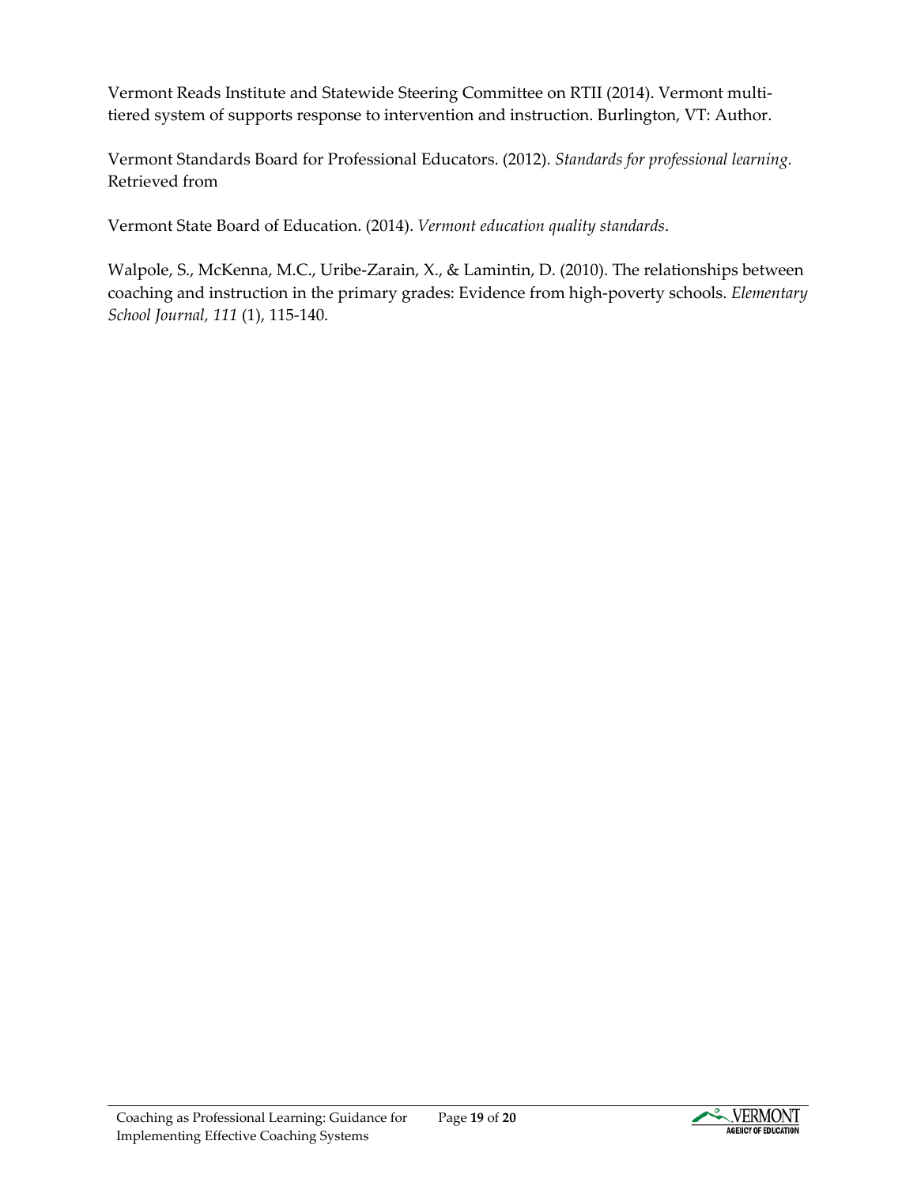Vermont Reads Institute and Statewide Steering Committee on RTII (2014). Vermont multi-tiered system of supports response to intervention and instruction. Burlington, VT: Author.

Vermont Standards Board for Professional Educators. (2012). *Standards for professional learning.* Retrieved from

Vermont State Board of Education. (2014). *Vermont education quality standards*.

Walpole, S., McKenna, M.C., Uribe-Zarain, X., & Lamintin, D. (2010). The relationships between coaching and instruction in the primary grades: Evidence from high-poverty schools. *Elementary School Journal, 111* (1), 115-140.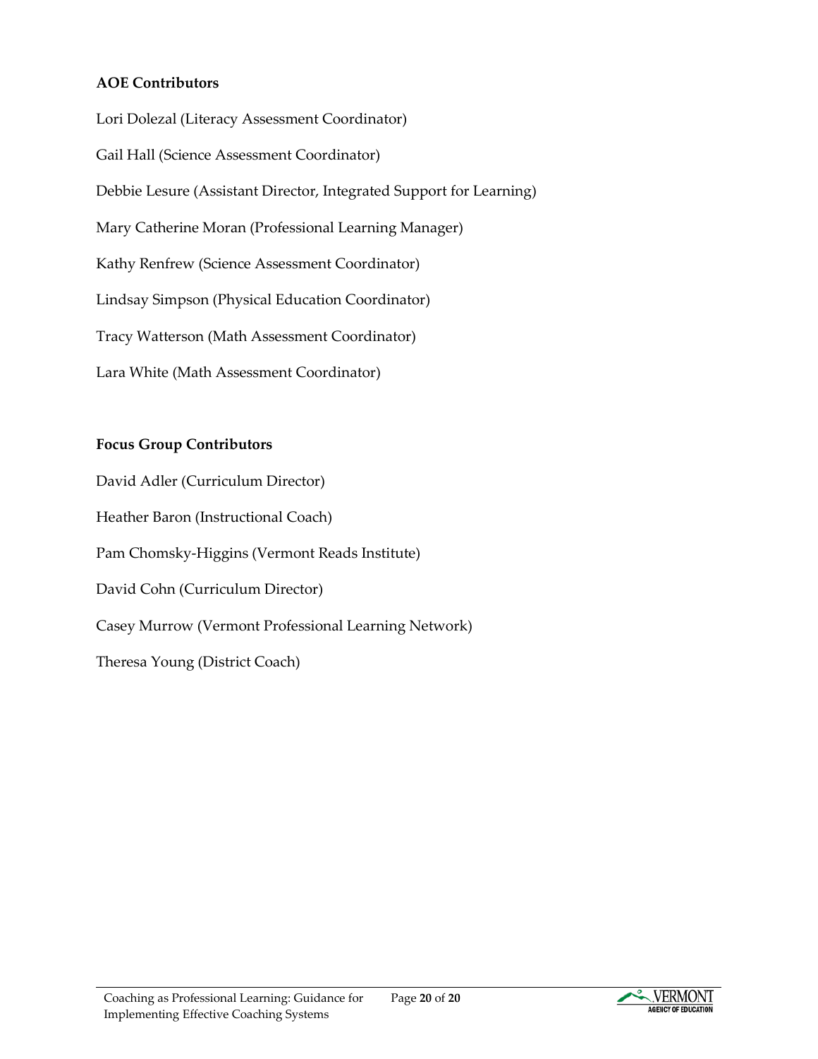**AOE Contributors**

Lori Dolezal (Literacy Assessment Coordinator)

Gail Hall (Science Assessment Coordinator)

Debbie Lesure (Assistant Director, Integrated Support for Learning)

Mary Catherine Moran (Professional Learning Manager)

Kathy Renfrew (Science Assessment Coordinator)

Lindsay Simpson (Physical Education Coordinator)

Tracy Watterson (Math Assessment Coordinator)

Lara White (Math Assessment Coordinator)

**Focus Group Contributors**

David Adler (Curriculum Director)

Heather Baron (Instructional Coach)

Pam Chomsky-Higgins (Vermont Reads Institute)

David Cohn (Curriculum Director)

Casey Murrow (Vermont Professional Learning Network)

Theresa Young (District Coach)